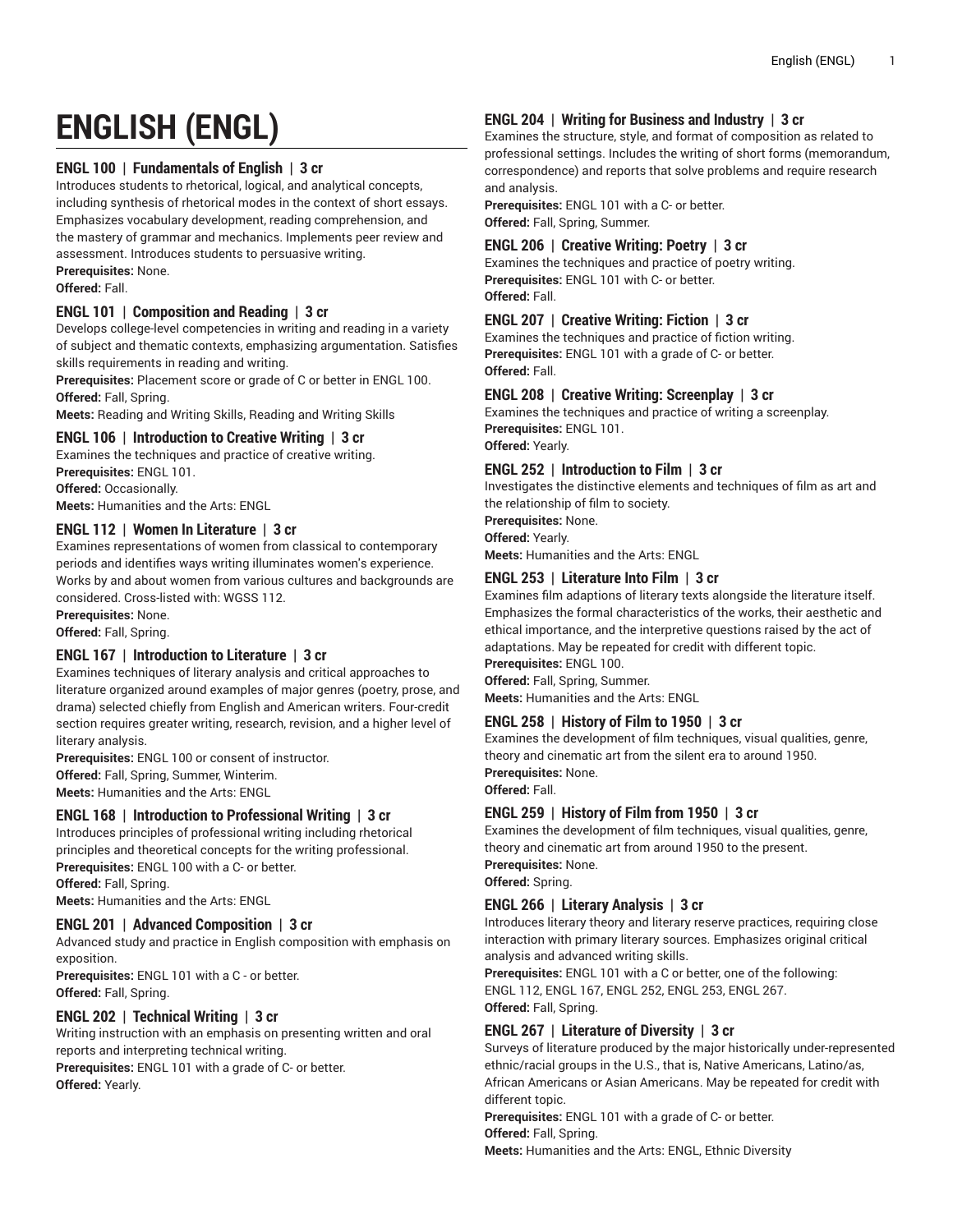# ENGLISH (ENGL)

### ENGL 100 | Fundamentals of English | 3 cr

Introduces students to rhetorical, logical, and analytical concepts, including synthesis of rhetorical modes in the context of short essays. Emphasizes vocabulary development, reading comprehension, and the mastery of grammar and mechanics. Implements peer review and assessment. Introduces students to persuasive writing.
**Prerequisites:** None.
**Offered:** Fall.

### ENGL 101 | Composition and Reading | 3 cr

Develops college-level competencies in writing and reading in a variety of subject and thematic contexts, emphasizing argumentation. Satisfies skills requirements in reading and writing.
**Prerequisites:** Placement score or grade of C or better in ENGL 100.
**Offered:** Fall, Spring.
**Meets:** Reading and Writing Skills, Reading and Writing Skills

### ENGL 106 | Introduction to Creative Writing | 3 cr

Examines the techniques and practice of creative writing.
**Prerequisites:** ENGL 101.
**Offered:** Occasionally.
**Meets:** Humanities and the Arts: ENGL

### ENGL 112 | Women In Literature | 3 cr

Examines representations of women from classical to contemporary periods and identifies ways writing illuminates women's experience. Works by and about women from various cultures and backgrounds are considered. Cross-listed with: WGSS 112.
**Prerequisites:** None.
**Offered:** Fall, Spring.

### ENGL 167 | Introduction to Literature | 3 cr

Examines techniques of literary analysis and critical approaches to literature organized around examples of major genres (poetry, prose, and drama) selected chiefly from English and American writers. Four-credit section requires greater writing, research, revision, and a higher level of literary analysis.
**Prerequisites:** ENGL 100 or consent of instructor.
**Offered:** Fall, Spring, Summer, Winterim.
**Meets:** Humanities and the Arts: ENGL

### ENGL 168 | Introduction to Professional Writing | 3 cr

Introduces principles of professional writing including rhetorical principles and theoretical concepts for the writing professional.
**Prerequisites:** ENGL 100 with a C- or better.
**Offered:** Fall, Spring.
**Meets:** Humanities and the Arts: ENGL

### ENGL 201 | Advanced Composition | 3 cr

Advanced study and practice in English composition with emphasis on exposition.
**Prerequisites:** ENGL 101 with a C - or better.
**Offered:** Fall, Spring.

### ENGL 202 | Technical Writing | 3 cr

Writing instruction with an emphasis on presenting written and oral reports and interpreting technical writing.
**Prerequisites:** ENGL 101 with a grade of C- or better.
**Offered:** Yearly.

### ENGL 204 | Writing for Business and Industry | 3 cr

Examines the structure, style, and format of composition as related to professional settings. Includes the writing of short forms (memorandum, correspondence) and reports that solve problems and require research and analysis.
**Prerequisites:** ENGL 101 with a C- or better.
**Offered:** Fall, Spring, Summer.

### ENGL 206 | Creative Writing: Poetry | 3 cr

Examines the techniques and practice of poetry writing.
**Prerequisites:** ENGL 101 with C- or better.
**Offered:** Fall.

### ENGL 207 | Creative Writing: Fiction | 3 cr

Examines the techniques and practice of fiction writing.
**Prerequisites:** ENGL 101 with a grade of C- or better.
**Offered:** Fall.

### ENGL 208 | Creative Writing: Screenplay | 3 cr

Examines the techniques and practice of writing a screenplay.
**Prerequisites:** ENGL 101.
**Offered:** Yearly.

### ENGL 252 | Introduction to Film | 3 cr

Investigates the distinctive elements and techniques of film as art and the relationship of film to society.
**Prerequisites:** None.
**Offered:** Yearly.
**Meets:** Humanities and the Arts: ENGL

### ENGL 253 | Literature Into Film | 3 cr

Examines film adaptions of literary texts alongside the literature itself. Emphasizes the formal characteristics of the works, their aesthetic and ethical importance, and the interpretive questions raised by the act of adaptations. May be repeated for credit with different topic.
**Prerequisites:** ENGL 100.
**Offered:** Fall, Spring, Summer.
**Meets:** Humanities and the Arts: ENGL

### ENGL 258 | History of Film to 1950 | 3 cr

Examines the development of film techniques, visual qualities, genre, theory and cinematic art from the silent era to around 1950.
**Prerequisites:** None.
**Offered:** Fall.

### ENGL 259 | History of Film from 1950 | 3 cr

Examines the development of film techniques, visual qualities, genre, theory and cinematic art from around 1950 to the present.
**Prerequisites:** None.
**Offered:** Spring.

### ENGL 266 | Literary Analysis | 3 cr

Introduces literary theory and literary reserve practices, requiring close interaction with primary literary sources. Emphasizes original critical analysis and advanced writing skills.
**Prerequisites:** ENGL 101 with a C or better, one of the following: ENGL 112, ENGL 167, ENGL 252, ENGL 253, ENGL 267.
**Offered:** Fall, Spring.

### ENGL 267 | Literature of Diversity | 3 cr

Surveys of literature produced by the major historically under-represented ethnic/racial groups in the U.S., that is, Native Americans, Latino/as, African Americans or Asian Americans. May be repeated for credit with different topic.
**Prerequisites:** ENGL 101 with a grade of C- or better.
**Offered:** Fall, Spring.
**Meets:** Humanities and the Arts: ENGL, Ethnic Diversity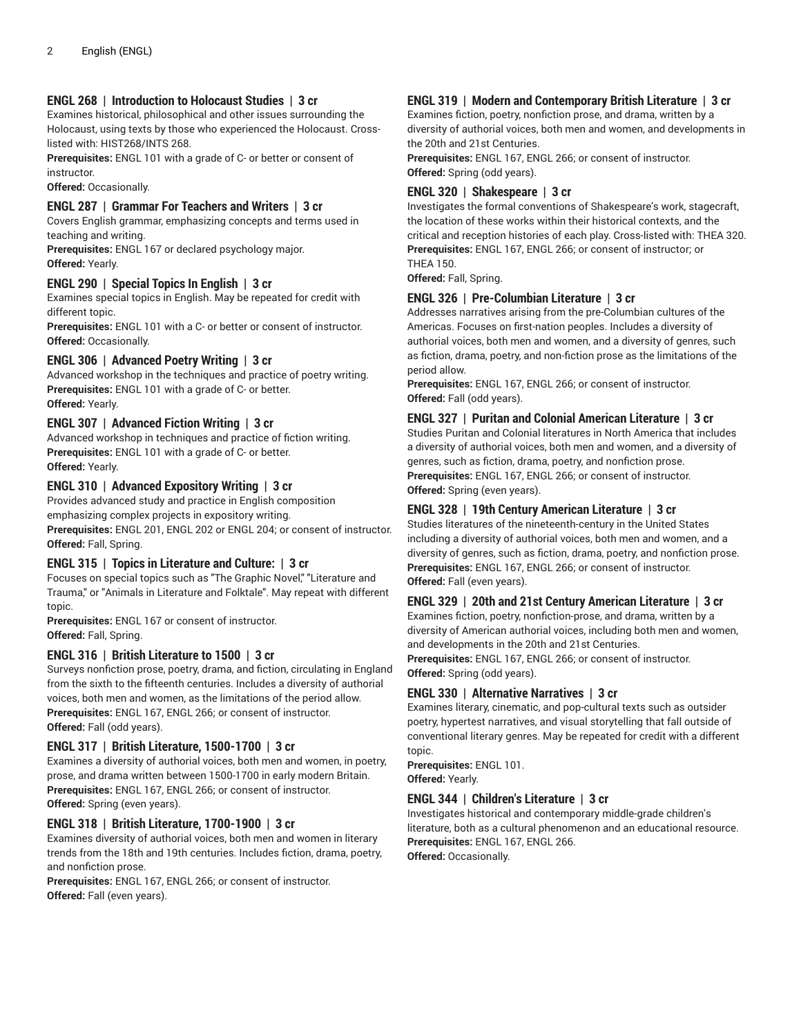### ENGL 268 | Introduction to Holocaust Studies | 3 cr

Examines historical, philosophical and other issues surrounding the Holocaust, using texts by those who experienced the Holocaust. Cross-listed with: HIST268/INTS 268.

**Prerequisites:** ENGL 101 with a grade of C- or better or consent of instructor.

**Offered:** Occasionally.

### ENGL 287 | Grammar For Teachers and Writers | 3 cr

Covers English grammar, emphasizing concepts and terms used in teaching and writing.

**Prerequisites:** ENGL 167 or declared psychology major.

**Offered:** Yearly.

### ENGL 290 | Special Topics In English | 3 cr

Examines special topics in English. May be repeated for credit with different topic.

**Prerequisites:** ENGL 101 with a C- or better or consent of instructor.

**Offered:** Occasionally.

### ENGL 306 | Advanced Poetry Writing | 3 cr

Advanced workshop in the techniques and practice of poetry writing.

**Prerequisites:** ENGL 101 with a grade of C- or better.

**Offered:** Yearly.

### ENGL 307 | Advanced Fiction Writing | 3 cr

Advanced workshop in techniques and practice of fiction writing.

**Prerequisites:** ENGL 101 with a grade of C- or better.

**Offered:** Yearly.

### ENGL 310 | Advanced Expository Writing | 3 cr

Provides advanced study and practice in English composition emphasizing complex projects in expository writing.

**Prerequisites:** ENGL 201, ENGL 202 or ENGL 204; or consent of instructor.

**Offered:** Fall, Spring.

### ENGL 315 | Topics in Literature and Culture: | 3 cr

Focuses on special topics such as "The Graphic Novel," "Literature and Trauma," or "Animals in Literature and Folktale". May repeat with different topic.

**Prerequisites:** ENGL 167 or consent of instructor.

**Offered:** Fall, Spring.

### ENGL 316 | British Literature to 1500 | 3 cr

Surveys nonfiction prose, poetry, drama, and fiction, circulating in England from the sixth to the fifteenth centuries. Includes a diversity of authorial voices, both men and women, as the limitations of the period allow.

**Prerequisites:** ENGL 167, ENGL 266; or consent of instructor.

**Offered:** Fall (odd years).

### ENGL 317 | British Literature, 1500-1700 | 3 cr

Examines a diversity of authorial voices, both men and women, in poetry, prose, and drama written between 1500-1700 in early modern Britain.

**Prerequisites:** ENGL 167, ENGL 266; or consent of instructor.

**Offered:** Spring (even years).

### ENGL 318 | British Literature, 1700-1900 | 3 cr

Examines diversity of authorial voices, both men and women in literary trends from the 18th and 19th centuries. Includes fiction, drama, poetry, and nonfiction prose.

**Prerequisites:** ENGL 167, ENGL 266; or consent of instructor.

**Offered:** Fall (even years).

### ENGL 319 | Modern and Contemporary British Literature | 3 cr

Examines fiction, poetry, nonfiction prose, and drama, written by a diversity of authorial voices, both men and women, and developments in the 20th and 21st Centuries.

**Prerequisites:** ENGL 167, ENGL 266; or consent of instructor.

**Offered:** Spring (odd years).

### ENGL 320 | Shakespeare | 3 cr

Investigates the formal conventions of Shakespeare's work, stagecraft, the location of these works within their historical contexts, and the critical and reception histories of each play. Cross-listed with: THEA 320.

**Prerequisites:** ENGL 167, ENGL 266; or consent of instructor; or THEA 150.

**Offered:** Fall, Spring.

### ENGL 326 | Pre-Columbian Literature | 3 cr

Addresses narratives arising from the pre-Columbian cultures of the Americas. Focuses on first-nation peoples. Includes a diversity of authorial voices, both men and women, and a diversity of genres, such as fiction, drama, poetry, and non-fiction prose as the limitations of the period allow.

**Prerequisites:** ENGL 167, ENGL 266; or consent of instructor.

**Offered:** Fall (odd years).

### ENGL 327 | Puritan and Colonial American Literature | 3 cr

Studies Puritan and Colonial literatures in North America that includes a diversity of authorial voices, both men and women, and a diversity of genres, such as fiction, drama, poetry, and nonfiction prose.

**Prerequisites:** ENGL 167, ENGL 266; or consent of instructor.

**Offered:** Spring (even years).

### ENGL 328 | 19th Century American Literature | 3 cr

Studies literatures of the nineteenth-century in the United States including a diversity of authorial voices, both men and women, and a diversity of genres, such as fiction, drama, poetry, and nonfiction prose.

**Prerequisites:** ENGL 167, ENGL 266; or consent of instructor.

**Offered:** Fall (even years).

### ENGL 329 | 20th and 21st Century American Literature | 3 cr

Examines fiction, poetry, nonfiction-prose, and drama, written by a diversity of American authorial voices, including both men and women, and developments in the 20th and 21st Centuries.

**Prerequisites:** ENGL 167, ENGL 266; or consent of instructor.

**Offered:** Spring (odd years).

### ENGL 330 | Alternative Narratives | 3 cr

Examines literary, cinematic, and pop-cultural texts such as outsider poetry, hypertest narratives, and visual storytelling that fall outside of conventional literary genres. May be repeated for credit with a different topic.

**Prerequisites:** ENGL 101.

**Offered:** Yearly.

### ENGL 344 | Children's Literature | 3 cr

Investigates historical and contemporary middle-grade children's literature, both as a cultural phenomenon and an educational resource.

**Prerequisites:** ENGL 167, ENGL 266.

**Offered:** Occasionally.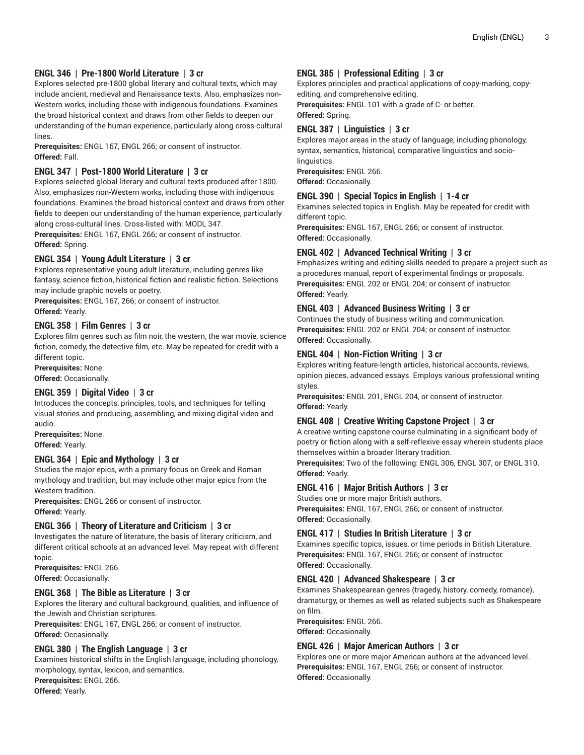#### ENGL 346 | Pre-1800 World Literature | 3 cr

Explores selected pre-1800 global literary and cultural texts, which may include ancient, medieval and Renaissance texts. Also, emphasizes non-Western works, including those with indigenous foundations. Examines the broad historical context and draws from other fields to deepen our understanding of the human experience, particularly along cross-cultural lines.
**Prerequisites:** ENGL 167, ENGL 266; or consent of instructor.
**Offered:** Fall.

#### ENGL 347 | Post-1800 World Literature | 3 cr

Explores selected global literary and cultural texts produced after 1800. Also, emphasizes non-Western works, including those with indigenous foundations. Examines the broad historical context and draws from other fields to deepen our understanding of the human experience, particularly along cross-cultural lines. Cross-listed with: MODL 347.
**Prerequisites:** ENGL 167, ENGL 266; or consent of instructor.
**Offered:** Spring.

#### ENGL 354 | Young Adult Literature | 3 cr

Explores representative young adult literature, including genres like fantasy, science fiction, historical fiction and realistic fiction. Selections may include graphic novels or poetry.
**Prerequisites:** ENGL 167, 266; or consent of instructor.
**Offered:** Yearly.

#### ENGL 358 | Film Genres | 3 cr

Explores film genres such as film noir, the western, the war movie, science fiction, comedy, the detective film, etc. May be repeated for credit with a different topic.
**Prerequisites:** None.
**Offered:** Occasionally.

#### ENGL 359 | Digital Video | 3 cr

Introduces the concepts, principles, tools, and techniques for telling visual stories and producing, assembling, and mixing digital video and audio.
**Prerequisites:** None.
**Offered:** Yearly.

#### ENGL 364 | Epic and Mythology | 3 cr

Studies the major epics, with a primary focus on Greek and Roman mythology and tradition, but may include other major epics from the Western tradition.
**Prerequisites:** ENGL 266 or consent of instructor.
**Offered:** Yearly.

#### ENGL 366 | Theory of Literature and Criticism | 3 cr

Investigates the nature of literature, the basis of literary criticism, and different critical schools at an advanced level. May repeat with different topic.
**Prerequisites:** ENGL 266.
**Offered:** Occasionally.

#### ENGL 368 | The Bible as Literature | 3 cr

Explores the literary and cultural background, qualities, and influence of the Jewish and Christian scriptures.
**Prerequisites:** ENGL 167, ENGL 266; or consent of instructor.
**Offered:** Occasionally.

#### ENGL 380 | The English Language | 3 cr

Examines historical shifts in the English language, including phonology, morphology, syntax, lexicon, and semantics.
**Prerequisites:** ENGL 266.
**Offered:** Yearly.

#### ENGL 385 | Professional Editing | 3 cr

Explores principles and practical applications of copy-marking, copy-editing, and comprehensive editing.
**Prerequisites:** ENGL 101 with a grade of C- or better.
**Offered:** Spring.

#### ENGL 387 | Linguistics | 3 cr

Explores major areas in the study of language, including phonology, syntax, semantics, historical, comparative linguistics and socio-linguistics.
**Prerequisites:** ENGL 266.
**Offered:** Occasionally.

#### ENGL 390 | Special Topics in English | 1-4 cr

Examines selected topics in English. May be repeated for credit with different topic.
**Prerequisites:** ENGL 167, ENGL 266; or consent of instructor.
**Offered:** Occasionally.

#### ENGL 402 | Advanced Technical Writing | 3 cr

Emphasizes writing and editing skills needed to prepare a project such as a procedures manual, report of experimental findings or proposals.
**Prerequisites:** ENGL 202 or ENGL 204; or consent of instructor.
**Offered:** Yearly.

#### ENGL 403 | Advanced Business Writing | 3 cr

Continues the study of business writing and communication.
**Prerequisites:** ENGL 202 or ENGL 204; or consent of instructor.
**Offered:** Occasionally.

#### ENGL 404 | Non-Fiction Writing | 3 cr

Explores writing feature-length articles, historical accounts, reviews, opinion pieces, advanced essays. Employs various professional writing styles.
**Prerequisites:** ENGL 201, ENGL 204, or consent of instructor.
**Offered:** Yearly.

#### ENGL 408 | Creative Writing Capstone Project | 3 cr

A creative writing capstone course culminating in a significant body of poetry or fiction along with a self-reflexive essay wherein students place themselves within a broader literary tradition.
**Prerequisites:** Two of the following: ENGL 306, ENGL 307, or ENGL 310.
**Offered:** Yearly.

#### ENGL 416 | Major British Authors | 3 cr

Studies one or more major British authors.
**Prerequisites:** ENGL 167, ENGL 266; or consent of instructor.
**Offered:** Occasionally.

#### ENGL 417 | Studies In British Literature | 3 cr

Examines specific topics, issues, or time periods in British Literature.
**Prerequisites:** ENGL 167, ENGL 266; or consent of instructor.
**Offered:** Occasionally.

#### ENGL 420 | Advanced Shakespeare | 3 cr

Examines Shakespearean genres (tragedy, history, comedy, romance), dramaturgy, or themes as well as related subjects such as Shakespeare on film.
**Prerequisites:** ENGL 266.
**Offered:** Occasionally.

#### ENGL 426 | Major American Authors | 3 cr

Explores one or more major American authors at the advanced level.
**Prerequisites:** ENGL 167, ENGL 266; or consent of instructor.
**Offered:** Occasionally.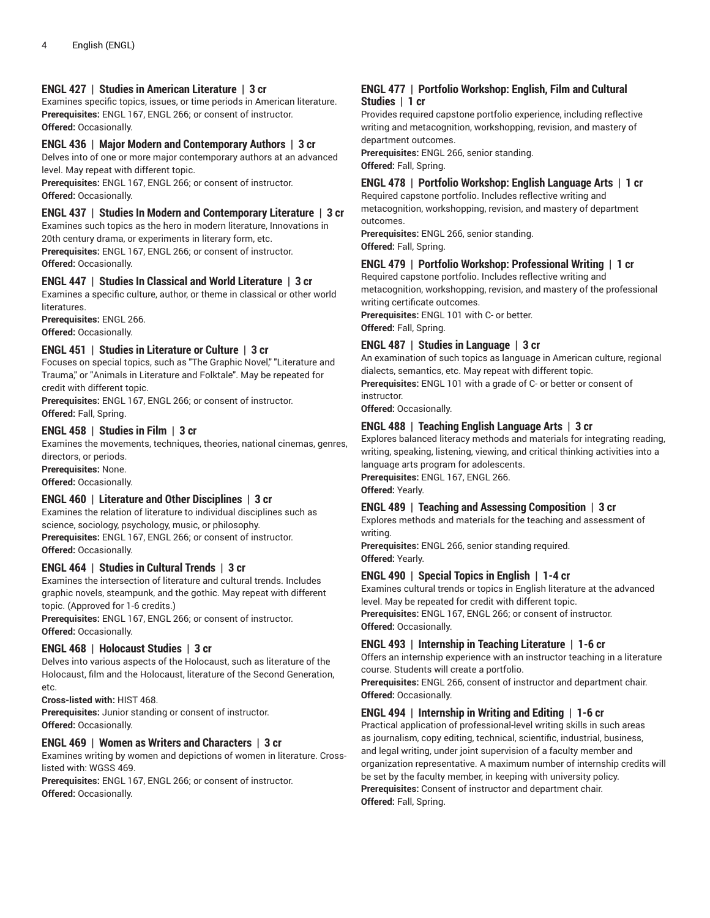#### ENGL 427 | Studies in American Literature | 3 cr

Examines specific topics, issues, or time periods in American literature.
**Prerequisites:** ENGL 167, ENGL 266; or consent of instructor.
**Offered:** Occasionally.

#### ENGL 436 | Major Modern and Contemporary Authors | 3 cr

Delves into of one or more major contemporary authors at an advanced level. May repeat with different topic.
**Prerequisites:** ENGL 167, ENGL 266; or consent of instructor.
**Offered:** Occasionally.

#### ENGL 437 | Studies In Modern and Contemporary Literature | 3 cr

Examines such topics as the hero in modern literature, Innovations in 20th century drama, or experiments in literary form, etc.
**Prerequisites:** ENGL 167, ENGL 266; or consent of instructor.
**Offered:** Occasionally.

#### ENGL 447 | Studies In Classical and World Literature | 3 cr

Examines a specific culture, author, or theme in classical or other world literatures.
**Prerequisites:** ENGL 266.
**Offered:** Occasionally.

#### ENGL 451 | Studies in Literature or Culture | 3 cr

Focuses on special topics, such as "The Graphic Novel," "Literature and Trauma," or "Animals in Literature and Folktale". May be repeated for credit with different topic.
**Prerequisites:** ENGL 167, ENGL 266; or consent of instructor.
**Offered:** Fall, Spring.

#### ENGL 458 | Studies in Film | 3 cr

Examines the movements, techniques, theories, national cinemas, genres, directors, or periods.
**Prerequisites:** None.
**Offered:** Occasionally.

#### ENGL 460 | Literature and Other Disciplines | 3 cr

Examines the relation of literature to individual disciplines such as science, sociology, psychology, music, or philosophy.
**Prerequisites:** ENGL 167, ENGL 266; or consent of instructor.
**Offered:** Occasionally.

#### ENGL 464 | Studies in Cultural Trends | 3 cr

Examines the intersection of literature and cultural trends. Includes graphic novels, steampunk, and the gothic. May repeat with different topic. (Approved for 1-6 credits.)
**Prerequisites:** ENGL 167, ENGL 266; or consent of instructor.
**Offered:** Occasionally.

#### ENGL 468 | Holocaust Studies | 3 cr

Delves into various aspects of the Holocaust, such as literature of the Holocaust, film and the Holocaust, literature of the Second Generation, etc.
**Cross-listed with:** HIST 468.
**Prerequisites:** Junior standing or consent of instructor.
**Offered:** Occasionally.

#### ENGL 469 | Women as Writers and Characters | 3 cr

Examines writing by women and depictions of women in literature. Cross-listed with: WGSS 469.
**Prerequisites:** ENGL 167, ENGL 266; or consent of instructor.
**Offered:** Occasionally.

#### ENGL 477 | Portfolio Workshop: English, Film and Cultural Studies | 1 cr

Provides required capstone portfolio experience, including reflective writing and metacognition, workshopping, revision, and mastery of department outcomes.
**Prerequisites:** ENGL 266, senior standing.
**Offered:** Fall, Spring.

#### ENGL 478 | Portfolio Workshop: English Language Arts | 1 cr

Required capstone portfolio. Includes reflective writing and metacognition, workshopping, revision, and mastery of department outcomes.
**Prerequisites:** ENGL 266, senior standing.
**Offered:** Fall, Spring.

#### ENGL 479 | Portfolio Workshop: Professional Writing | 1 cr

Required capstone portfolio. Includes reflective writing and metacognition, workshopping, revision, and mastery of the professional writing certificate outcomes.
**Prerequisites:** ENGL 101 with C- or better.
**Offered:** Fall, Spring.

#### ENGL 487 | Studies in Language | 3 cr

An examination of such topics as language in American culture, regional dialects, semantics, etc. May repeat with different topic.
**Prerequisites:** ENGL 101 with a grade of C- or better or consent of instructor.
**Offered:** Occasionally.

#### ENGL 488 | Teaching English Language Arts | 3 cr

Explores balanced literacy methods and materials for integrating reading, writing, speaking, listening, viewing, and critical thinking activities into a language arts program for adolescents.
**Prerequisites:** ENGL 167, ENGL 266.
**Offered:** Yearly.

#### ENGL 489 | Teaching and Assessing Composition | 3 cr

Explores methods and materials for the teaching and assessment of writing.
**Prerequisites:** ENGL 266, senior standing required.
**Offered:** Yearly.

#### ENGL 490 | Special Topics in English | 1-4 cr

Examines cultural trends or topics in English literature at the advanced level. May be repeated for credit with different topic.
**Prerequisites:** ENGL 167, ENGL 266; or consent of instructor.
**Offered:** Occasionally.

#### ENGL 493 | Internship in Teaching Literature | 1-6 cr

Offers an internship experience with an instructor teaching in a literature course. Students will create a portfolio.
**Prerequisites:** ENGL 266, consent of instructor and department chair.
**Offered:** Occasionally.

#### ENGL 494 | Internship in Writing and Editing | 1-6 cr

Practical application of professional-level writing skills in such areas as journalism, copy editing, technical, scientific, industrial, business, and legal writing, under joint supervision of a faculty member and organization representative. A maximum number of internship credits will be set by the faculty member, in keeping with university policy.
**Prerequisites:** Consent of instructor and department chair.
**Offered:** Fall, Spring.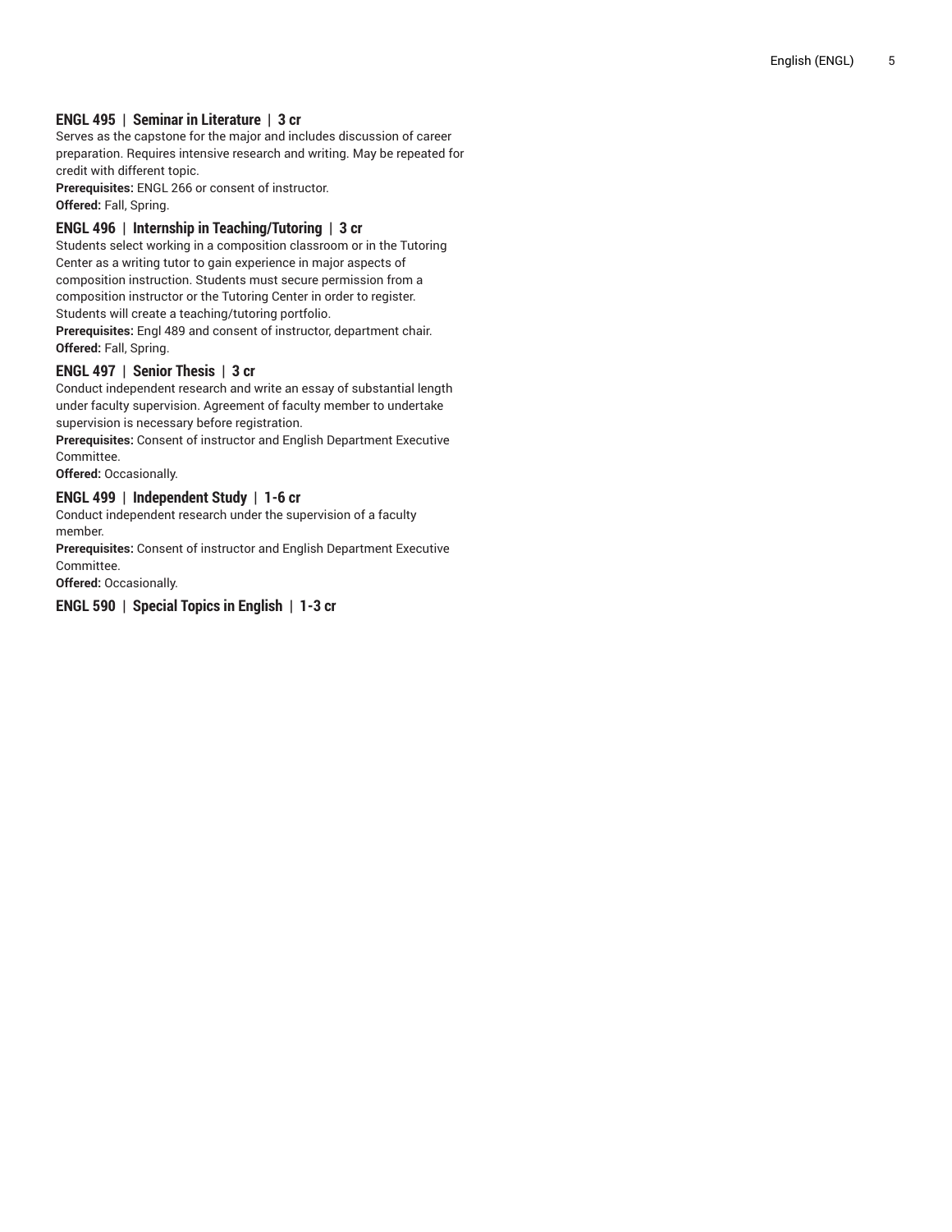#### ENGL 495 | Seminar in Literature | 3 cr

Serves as the capstone for the major and includes discussion of career preparation. Requires intensive research and writing. May be repeated for credit with different topic.

**Prerequisites:** ENGL 266 or consent of instructor.

**Offered:** Fall, Spring.

#### ENGL 496 | Internship in Teaching/Tutoring | 3 cr

Students select working in a composition classroom or in the Tutoring Center as a writing tutor to gain experience in major aspects of composition instruction. Students must secure permission from a composition instructor or the Tutoring Center in order to register. Students will create a teaching/tutoring portfolio.

**Prerequisites:** Engl 489 and consent of instructor, department chair.

**Offered:** Fall, Spring.

#### ENGL 497 | Senior Thesis | 3 cr

Conduct independent research and write an essay of substantial length under faculty supervision. Agreement of faculty member to undertake supervision is necessary before registration.

**Prerequisites:** Consent of instructor and English Department Executive Committee.

**Offered:** Occasionally.

#### ENGL 499 | Independent Study | 1-6 cr

Conduct independent research under the supervision of a faculty member.

**Prerequisites:** Consent of instructor and English Department Executive Committee.

**Offered:** Occasionally.

#### ENGL 590 | Special Topics in English | 1-3 cr